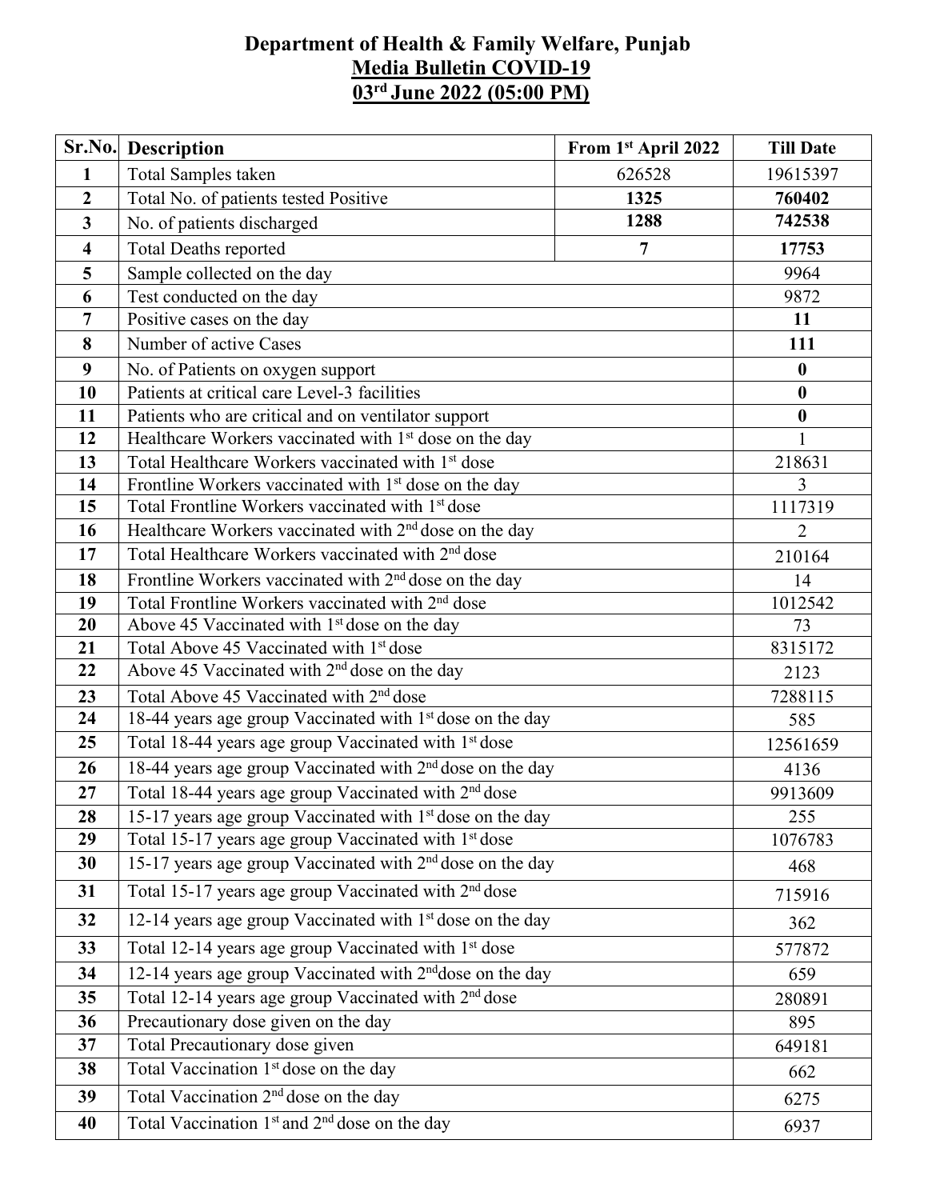# Department of Health & Family Welfare, Punjab

## Media Bulletin COVID-19

## 03rd June 2022 (05:00 PM)

| Sr.No. | Description | From 1st April 2022 | Till Date |
|---|---|---|---|
| 1 | Total Samples taken | 626528 | 19615397 |
| 2 | Total No. of patients tested Positive | **1325** | **760402** |
| 3 | No. of patients discharged | **1288** | **742538** |
| 4 | Total Deaths reported | **7** | **17753** |
| 5 | Sample collected on the day | | 9964 |
| 6 | Test conducted on the day | | 9872 |
| 7 | Positive cases on the day | | **11** |
| 8 | Number of active Cases | | **111** |
| 9 | No. of Patients on oxygen support | | **0** |
| 10 | Patients at critical care Level-3 facilities | | **0** |
| 11 | Patients who are critical and on ventilator support | | **0** |
| 12 | Healthcare Workers vaccinated with 1st dose on the day | | 1 |
| 13 | Total Healthcare Workers vaccinated with 1st dose | | 218631 |
| 14 | Frontline Workers vaccinated with 1st dose on the day | | 3 |
| 15 | Total Frontline Workers vaccinated with 1st dose | | 1117319 |
| 16 | Healthcare Workers vaccinated with 2nd dose on the day | | 2 |
| 17 | Total Healthcare Workers vaccinated with 2nd dose | | 210164 |
| 18 | Frontline Workers vaccinated with 2nd dose on the day | | 14 |
| 19 | Total Frontline Workers vaccinated with 2nd dose | | 1012542 |
| 20 | Above 45 Vaccinated with 1st dose on the day | | 73 |
| 21 | Total Above 45 Vaccinated with 1st dose | | 8315172 |
| 22 | Above 45 Vaccinated with 2nd dose on the day | | 2123 |
| 23 | Total Above 45 Vaccinated with 2nd dose | | 7288115 |
| 24 | 18-44 years age group Vaccinated with 1st dose on the day | | 585 |
| 25 | Total 18-44 years age group Vaccinated with 1st dose | | 12561659 |
| 26 | 18-44 years age group Vaccinated with 2nd dose on the day | | 4136 |
| 27 | Total 18-44 years age group Vaccinated with 2nd dose | | 9913609 |
| 28 | 15-17 years age group Vaccinated with 1st dose on the day | | 255 |
| 29 | Total 15-17 years age group Vaccinated with 1st dose | | 1076783 |
| 30 | 15-17 years age group Vaccinated with 2nd dose on the day | | 468 |
| 31 | Total 15-17 years age group Vaccinated with 2nd dose | | 715916 |
| 32 | 12-14 years age group Vaccinated with 1st dose on the day | | 362 |
| 33 | Total 12-14 years age group Vaccinated with 1st dose | | 577872 |
| 34 | 12-14 years age group Vaccinated with 2nddose on the day | | 659 |
| 35 | Total 12-14 years age group Vaccinated with 2nd dose | | 280891 |
| 36 | Precautionary dose given on the day | | 895 |
| 37 | Total Precautionary dose given | | 649181 |
| 38 | Total Vaccination 1st dose on the day | | 662 |
| 39 | Total Vaccination 2nd dose on the day | | 6275 |
| 40 | Total Vaccination 1st and 2nd dose on the day | | 6937 |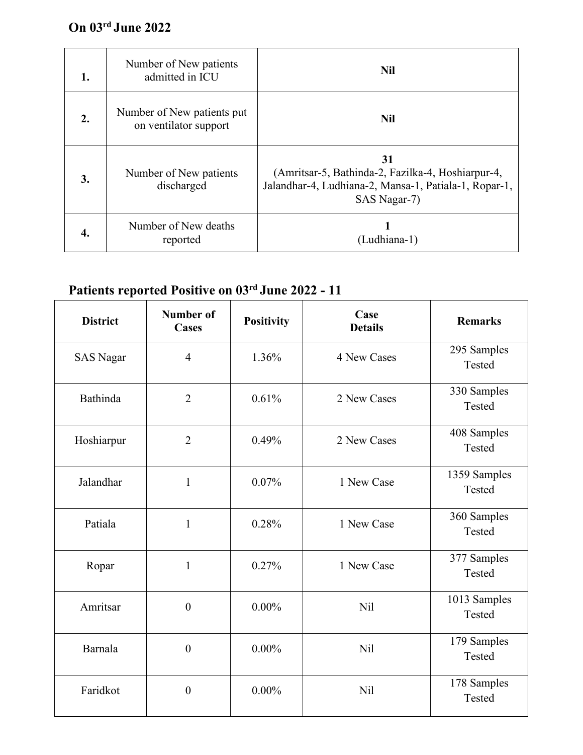### On 03rd June 2022

| | | |
|---|---|---|
| **1.** | Number of New patients admitted in ICU | **Nil** |
| **2.** | Number of New patients put on ventilator support | **Nil** |
| **3.** | Number of New patients discharged | **31** (Amritsar-5, Bathinda-2, Fazilka-4, Hoshiarpur-4, Jalandhar-4, Ludhiana-2, Mansa-1, Patiala-1, Ropar-1, SAS Nagar-7) |
| **4.** | Number of New deaths reported | **1** (Ludhiana-1) |

### Patients reported Positive on 03rd June 2022 - 11

| District | Number of Cases | Positivity | Case Details | Remarks |
|---|---|---|---|---|
| SAS Nagar | 4 | 1.36% | 4 New Cases | 295 Samples Tested |
| Bathinda | 2 | 0.61% | 2 New Cases | 330 Samples Tested |
| Hoshiarpur | 2 | 0.49% | 2 New Cases | 408 Samples Tested |
| Jalandhar | 1 | 0.07% | 1 New Case | 1359 Samples Tested |
| Patiala | 1 | 0.28% | 1 New Case | 360 Samples Tested |
| Ropar | 1 | 0.27% | 1 New Case | 377 Samples Tested |
| Amritsar | 0 | 0.00% | Nil | 1013 Samples Tested |
| Barnala | 0 | 0.00% | Nil | 179 Samples Tested |
| Faridkot | 0 | 0.00% | Nil | 178 Samples Tested |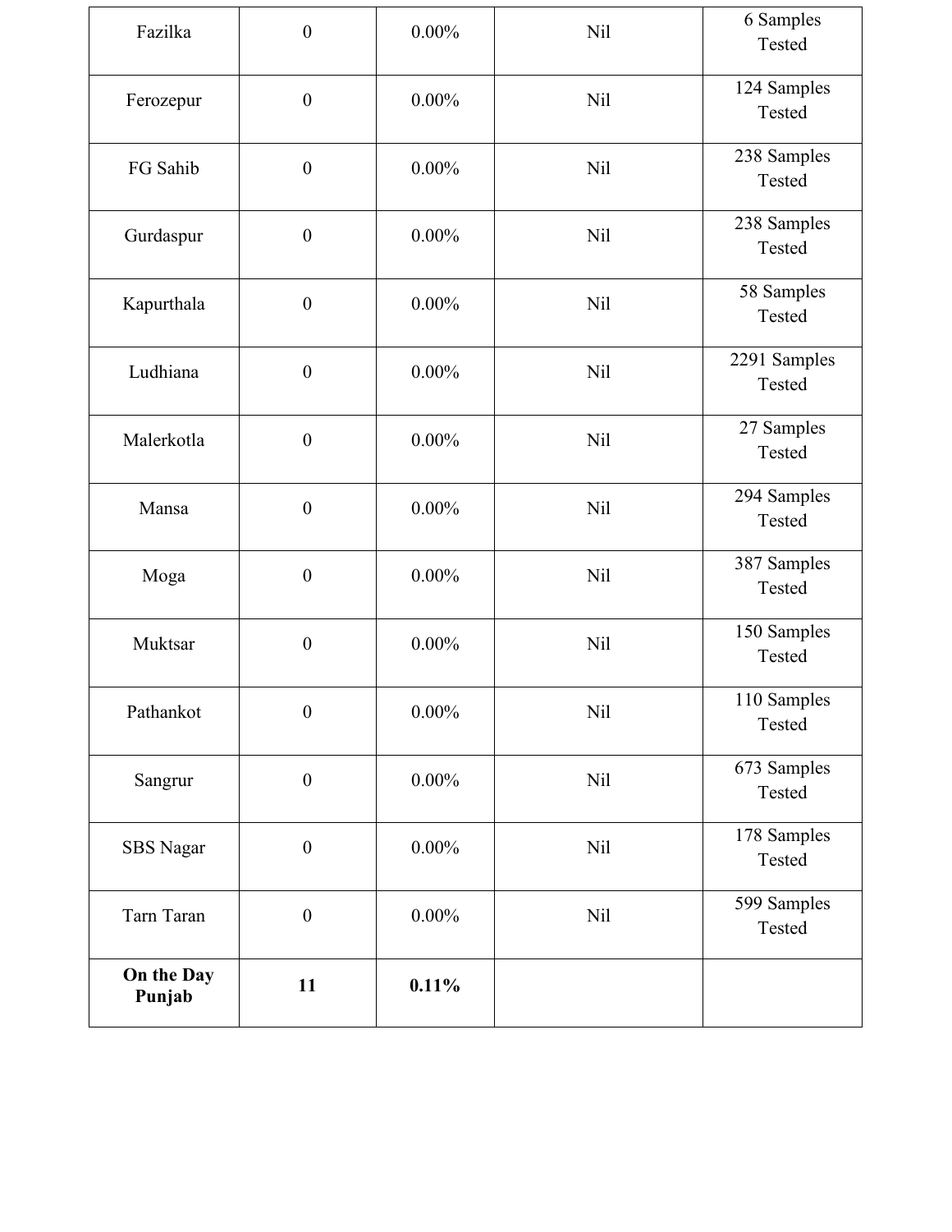| | | | | |
|---|---|---|---|---|
| Fazilka | 0 | 0.00% | Nil | 6 Samples Tested |
| Ferozepur | 0 | 0.00% | Nil | 124 Samples Tested |
| FG Sahib | 0 | 0.00% | Nil | 238 Samples Tested |
| Gurdaspur | 0 | 0.00% | Nil | 238 Samples Tested |
| Kapurthala | 0 | 0.00% | Nil | 58 Samples Tested |
| Ludhiana | 0 | 0.00% | Nil | 2291 Samples Tested |
| Malerkotla | 0 | 0.00% | Nil | 27 Samples Tested |
| Mansa | 0 | 0.00% | Nil | 294 Samples Tested |
| Moga | 0 | 0.00% | Nil | 387 Samples Tested |
| Muktsar | 0 | 0.00% | Nil | 150 Samples Tested |
| Pathankot | 0 | 0.00% | Nil | 110 Samples Tested |
| Sangrur | 0 | 0.00% | Nil | 673 Samples Tested |
| SBS Nagar | 0 | 0.00% | Nil | 178 Samples Tested |
| Tarn Taran | 0 | 0.00% | Nil | 599 Samples Tested |
| **On the Day Punjab** | **11** | **0.11%** | | |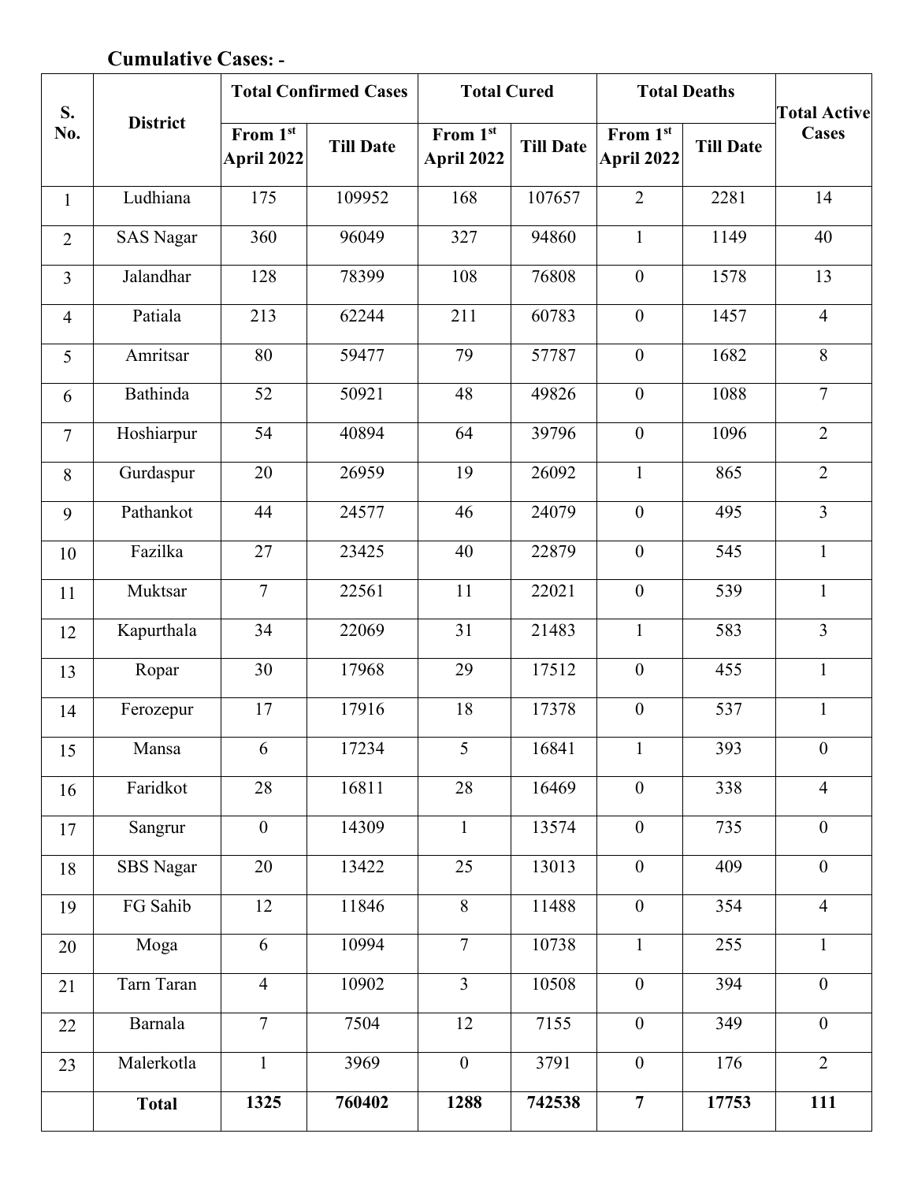**Cumulative Cases: -**

| S. No. | District | Total Confirmed Cases | | Total Cured | | Total Deaths | | Total Active Cases |
|---|---|---|---|---|---|---|---|---|
| | | From 1st April 2022 | Till Date | From 1st April 2022 | Till Date | From 1st April 2022 | Till Date | |
| 1 | Ludhiana | 175 | 109952 | 168 | 107657 | 2 | 2281 | 14 |
| 2 | SAS Nagar | 360 | 96049 | 327 | 94860 | 1 | 1149 | 40 |
| 3 | Jalandhar | 128 | 78399 | 108 | 76808 | 0 | 1578 | 13 |
| 4 | Patiala | 213 | 62244 | 211 | 60783 | 0 | 1457 | 4 |
| 5 | Amritsar | 80 | 59477 | 79 | 57787 | 0 | 1682 | 8 |
| 6 | Bathinda | 52 | 50921 | 48 | 49826 | 0 | 1088 | 7 |
| 7 | Hoshiarpur | 54 | 40894 | 64 | 39796 | 0 | 1096 | 2 |
| 8 | Gurdaspur | 20 | 26959 | 19 | 26092 | 1 | 865 | 2 |
| 9 | Pathankot | 44 | 24577 | 46 | 24079 | 0 | 495 | 3 |
| 10 | Fazilka | 27 | 23425 | 40 | 22879 | 0 | 545 | 1 |
| 11 | Muktsar | 7 | 22561 | 11 | 22021 | 0 | 539 | 1 |
| 12 | Kapurthala | 34 | 22069 | 31 | 21483 | 1 | 583 | 3 |
| 13 | Ropar | 30 | 17968 | 29 | 17512 | 0 | 455 | 1 |
| 14 | Ferozepur | 17 | 17916 | 18 | 17378 | 0 | 537 | 1 |
| 15 | Mansa | 6 | 17234 | 5 | 16841 | 1 | 393 | 0 |
| 16 | Faridkot | 28 | 16811 | 28 | 16469 | 0 | 338 | 4 |
| 17 | Sangrur | 0 | 14309 | 1 | 13574 | 0 | 735 | 0 |
| 18 | SBS Nagar | 20 | 13422 | 25 | 13013 | 0 | 409 | 0 |
| 19 | FG Sahib | 12 | 11846 | 8 | 11488 | 0 | 354 | 4 |
| 20 | Moga | 6 | 10994 | 7 | 10738 | 1 | 255 | 1 |
| 21 | Tarn Taran | 4 | 10902 | 3 | 10508 | 0 | 394 | 0 |
| 22 | Barnala | 7 | 7504 | 12 | 7155 | 0 | 349 | 0 |
| 23 | Malerkotla | 1 | 3969 | 0 | 3791 | 0 | 176 | 2 |
| | **Total** | **1325** | **760402** | **1288** | **742538** | **7** | **17753** | **111** |